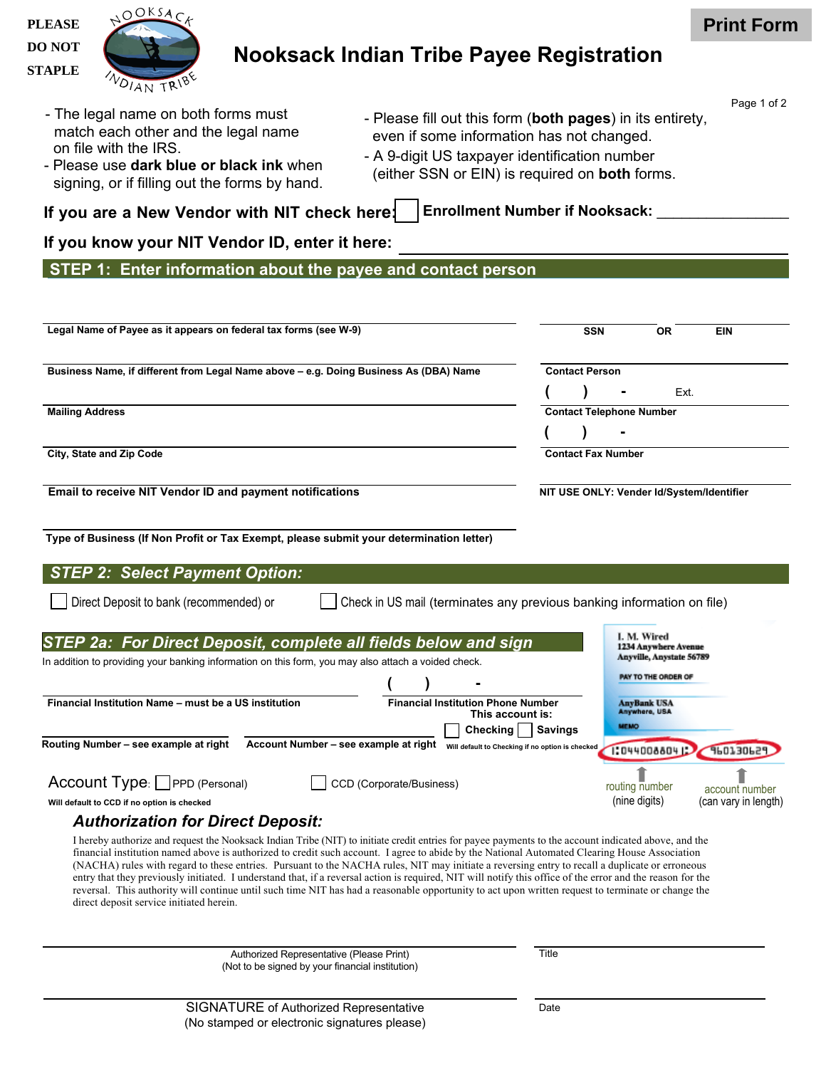PLEASE DO NOT STAPLE

# Nooksack Indian Tribe Payee Registration

Print Form

- The legal name on both forms must match each other and the legal name on file with the IRS.
- Please use **dark blue or black ink** when signing, or if filling out the forms by hand.
- Please fill out this form (**both pages**) in its entirety, even if some information has not changed.
- A 9-digit US taxpayer identification number (either SSN or EIN) is required on **both** forms.

**If you are a New Vendor with NIT check here:** ☐ **Enrollment Number if Nooksack:** ______________

**If you know your NIT Vendor ID, enter it here:** ______________

## STEP 1: Enter information about the payee and contact person

**Legal Name of Payee as it appears on federal tax forms (see W-9)**

**SSN** OR **EIN**

**Business Name, if different from Legal Name above – e.g. Doing Business As (DBA) Name**

**Contact Person**

( ) - Ext.

**Mailing Address**

**Contact Telephone Number**

( ) -

**City, State and Zip Code**

**Contact Fax Number**

**Email to receive NIT Vendor ID and payment notifications**

**NIT USE ONLY: Vender Id/System/Identifier**

**Type of Business (If Non Profit or Tax Exempt, please submit your determination letter)**

## *STEP 2: Select Payment Option:*

☐ Direct Deposit to bank (recommended) or ☐ Check in US mail (terminates any previous banking information on file)

## *STEP 2a: For Direct Deposit, complete all fields below and sign*

In addition to providing your banking information on this form, you may also attach a voided check.

**Financial Institution Name – must be a US institution**

( ) -

**Financial Institution Phone Number**

**This account is:** ☐ **Checking** ☐ **Savings**

**Will default to Checking if no option is checked**

**Routing Number – see example at right**

**Account Number – see example at right**

I. M. Wired
1234 Anywhere Avenue
Anyville, Anystate 56789
PAY TO THE ORDER OF
AnyBank USA
Anywhere, USA
MEMO
⑆044008804⑆ 960130629

routing number (nine digits)
account number (can vary in length)

Account Type: ☐ PPD (Personal) ☐ CCD (Corporate/Business)

**Will default to CCD if no option is checked**

### *Authorization for Direct Deposit:*

I hereby authorize and request the Nooksack Indian Tribe (NIT) to initiate credit entries for payee payments to the account indicated above, and the financial institution named above is authorized to credit such account. I agree to abide by the National Automated Clearing House Association (NACHA) rules with regard to these entries. Pursuant to the NACHA rules, NIT may initiate a reversing entry to recall a duplicate or erroneous entry that they previously initiated. I understand that, if a reversal action is required, NIT will notify this office of the error and the reason for the reversal. This authority will continue until such time NIT has had a reasonable opportunity to act upon written request to terminate or change the direct deposit service initiated herein.

Authorized Representative (Please Print)
(Not to be signed by your financial institution)

Title

SIGNATURE of Authorized Representative
(No stamped or electronic signatures please)

Date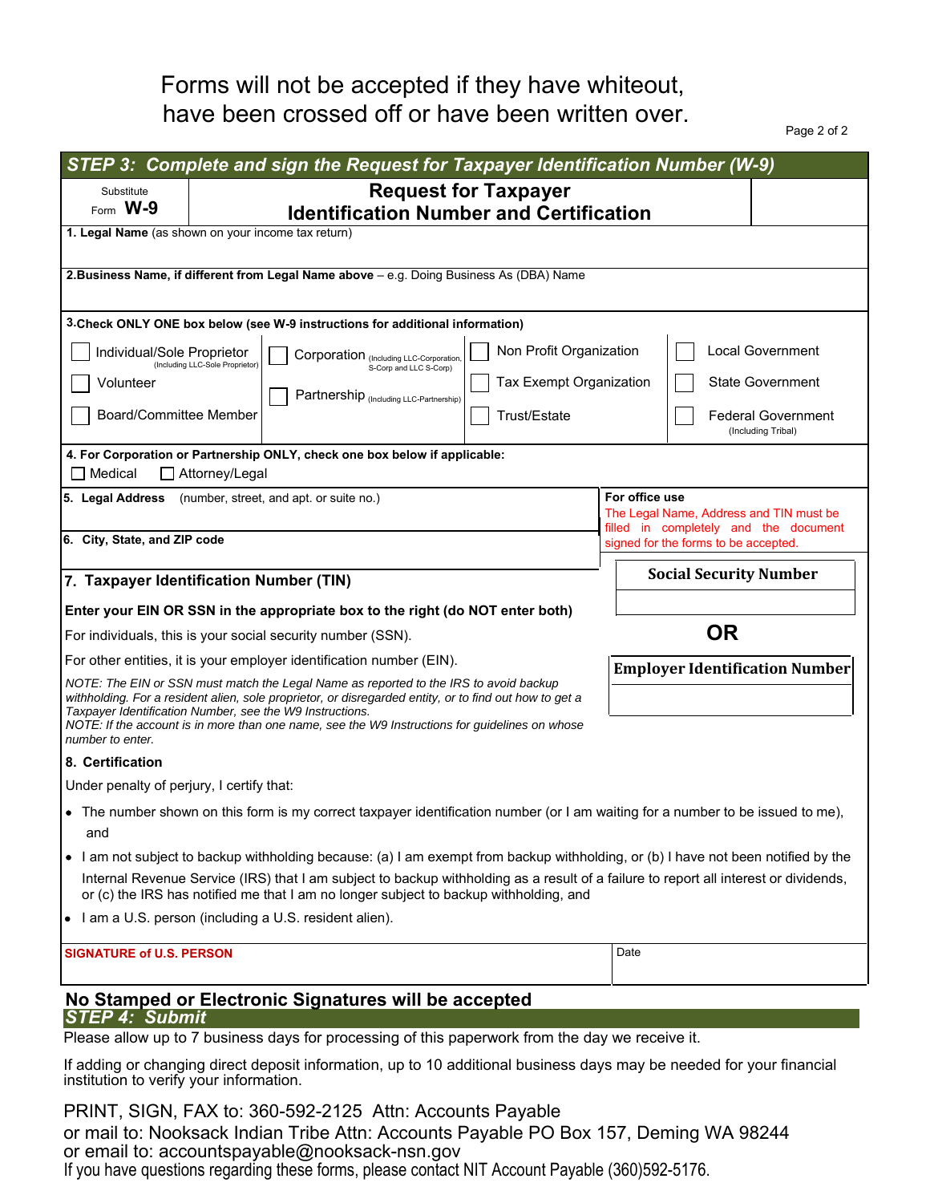Forms will not be accepted if they have whiteout, have been crossed off or have been written over.

## STEP 3: Complete and sign the Request for Taxpayer Identification Number (W-9)

Substitute Form **W-9**

### Request for Taxpayer Identification Number and Certification

**1. Legal Name** (as shown on your income tax return)

**2. Business Name, if different from Legal Name above** – e.g. Doing Business As (DBA) Name

**3. Check ONLY ONE box below (see W-9 instructions for additional information)**

- [ ] Individual/Sole Proprietor (Including LLC-Sole Proprietor)
- [ ] Volunteer
- [ ] Board/Committee Member
- [ ] Corporation (Including LLC-Corporation, S-Corp and LLC S-Corp)
- [ ] Partnership (Including LLC-Partnership)
- [ ] Non Profit Organization
- [ ] Tax Exempt Organization
- [ ] Trust/Estate
- [ ] Local Government
- [ ] State Government
- [ ] Federal Government (Including Tribal)

**4. For Corporation or Partnership ONLY, check one box below if applicable:**

- [ ] Medical
- [ ] Attorney/Legal

**5. Legal Address** (number, street, and apt. or suite no.)

**6. City, State, and ZIP code**

**For office use**
The Legal Name, Address and TIN must be filled in completely and the document signed for the forms to be accepted.

**7. Taxpayer Identification Number (TIN)**

**Enter your EIN OR SSN in the appropriate box to the right (do NOT enter both)**

For individuals, this is your social security number (SSN).

For other entities, it is your employer identification number (EIN).

*NOTE: The EIN or SSN must match the Legal Name as reported to the IRS to avoid backup withholding. For a resident alien, sole proprietor, or disregarded entity, or to find out how to get a Taxpayer Identification Number, see the W9 Instructions.*
*NOTE: If the account is in more than one name, see the W9 Instructions for guidelines on whose number to enter.*

**Social Security Number**

**OR**

**Employer Identification Number**

**8. Certification**

Under penalty of perjury, I certify that:

- The number shown on this form is my correct taxpayer identification number (or I am waiting for a number to be issued to me), and
- I am not subject to backup withholding because: (a) I am exempt from backup withholding, or (b) I have not been notified by the Internal Revenue Service (IRS) that I am subject to backup withholding as a result of a failure to report all interest or dividends, or (c) the IRS has notified me that I am no longer subject to backup withholding, and
- I am a U.S. person (including a U.S. resident alien).

**SIGNATURE of U.S. PERSON** | Date

**No Stamped or Electronic Signatures will be accepted**

## STEP 4: Submit

Please allow up to 7 business days for processing of this paperwork from the day we receive it.

If adding or changing direct deposit information, up to 10 additional business days may be needed for your financial institution to verify your information.

PRINT, SIGN, FAX to: 360-592-2125 Attn: Accounts Payable
or mail to: Nooksack Indian Tribe Attn: Accounts Payable PO Box 157, Deming WA 98244
or email to: accountspayable@nooksack-nsn.gov
If you have questions regarding these forms, please contact NIT Account Payable (360)592-5176.